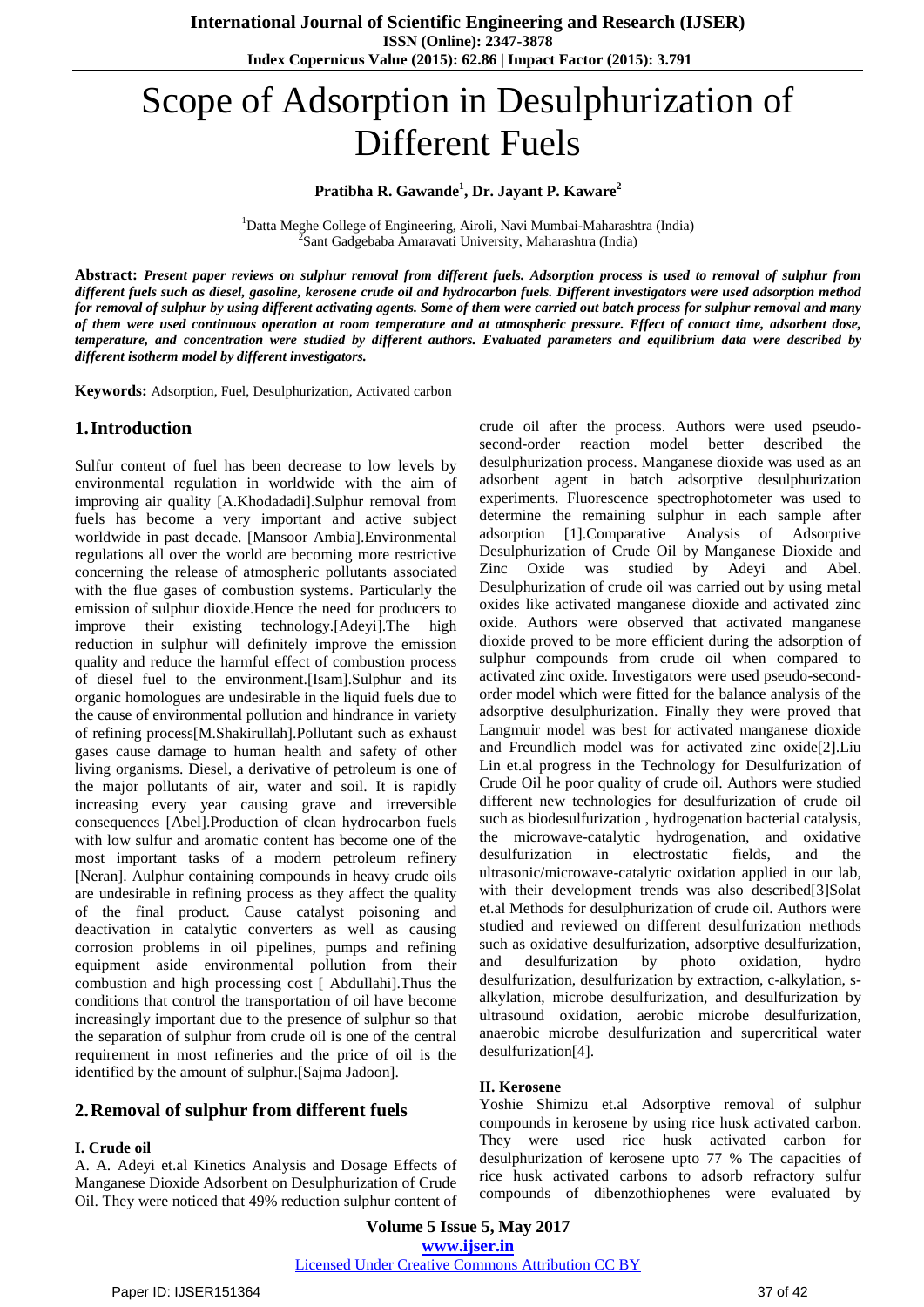# Scope of Adsorption in Desulphurization of Different Fuels

**Pratibha R. Gawande[1], Dr. Jayant P. Kaware[2]**

[1]Datta Meghe College of Engineering, Airoli, Navi Mumbai-Maharashtra (India)
[2]Sant Gadgebaba Amaravati University, Maharashtra (India)

**Abstract:** ***Present paper reviews on sulphur removal from different fuels. Adsorption process is used to removal of sulphur from different fuels such as diesel, gasoline, kerosene crude oil and hydrocarbon fuels. Different investigators were used adsorption method for removal of sulphur by using different activating agents. Some of them were carried out batch process for sulphur removal and many of them were used continuous operation at room temperature and at atmospheric pressure. Effect of contact time, adsorbent dose, temperature, and concentration were studied by different authors. Evaluated parameters and equilibrium data were described by different isotherm model by different investigators.***

**Keywords:** Adsorption, Fuel, Desulphurization, Activated carbon

## 1. Introduction

Sulfur content of fuel has been decrease to low levels by environmental regulation in worldwide with the aim of improving air quality [A.Khodadadi].Sulphur removal from fuels has become a very important and active subject worldwide in past decade. [Mansoor Ambia].Environmental regulations all over the world are becoming more restrictive concerning the release of atmospheric pollutants associated with the flue gases of combustion systems. Particularly the emission of sulphur dioxide.Hence the need for producers to improve their existing technology.[Adeyi].The high reduction in sulphur will definitely improve the emission quality and reduce the harmful effect of combustion process of diesel fuel to the environment.[Isam].Sulphur and its organic homologues are undesirable in the liquid fuels due to the cause of environmental pollution and hindrance in variety of refining process[M.Shakirullah].Pollutant such as exhaust gases cause damage to human health and safety of other living organisms. Diesel, a derivative of petroleum is one of the major pollutants of air, water and soil. It is rapidly increasing every year causing grave and irreversible consequences [Abel].Production of clean hydrocarbon fuels with low sulfur and aromatic content has become one of the most important tasks of a modern petroleum refinery [Neran]. Aulphur containing compounds in heavy crude oils are undesirable in refining process as they affect the quality of the final product. Cause catalyst poisoning and deactivation in catalytic converters as well as causing corrosion problems in oil pipelines, pumps and refining equipment aside environmental pollution from their combustion and high processing cost [ Abdullahi].Thus the conditions that control the transportation of oil have become increasingly important due to the presence of sulphur so that the separation of sulphur from crude oil is one of the central requirement in most refineries and the price of oil is the identified by the amount of sulphur.[Sajma Jadoon].

## 2. Removal of sulphur from different fuels

### I. Crude oil

A. A. Adeyi et.al Kinetics Analysis and Dosage Effects of Manganese Dioxide Adsorbent on Desulphurization of Crude Oil. They were noticed that 49% reduction sulphur content of crude oil after the process. Authors were used pseudo-second-order reaction model better described the desulphurization process. Manganese dioxide was used as an adsorbent agent in batch adsorptive desulphurization experiments. Fluorescence spectrophotometer was used to determine the remaining sulphur in each sample after adsorption [1].Comparative Analysis of Adsorptive Desulphurization of Crude Oil by Manganese Dioxide and Zinc Oxide was studied by Adeyi and Abel. Desulphurization of crude oil was carried out by using metal oxides like activated manganese dioxide and activated zinc oxide. Authors were observed that activated manganese dioxide proved to be more efficient during the adsorption of sulphur compounds from crude oil when compared to activated zinc oxide. Investigators were used pseudo-second-order model which were fitted for the balance analysis of the adsorptive desulphurization. Finally they were proved that Langmuir model was best for activated manganese dioxide and Freundlich model was for activated zinc oxide[2].Liu Lin et.al progress in the Technology for Desulfurization of Crude Oil he poor quality of crude oil. Authors were studied different new technologies for desulfurization of crude oil such as biodesulfurization , hydrogenation bacterial catalysis, the microwave-catalytic hydrogenation, and oxidative desulfurization in electrostatic fields, and the ultrasonic/microwave-catalytic oxidation applied in our lab, with their development trends was also described[3]Solat et.al Methods for desulphurization of crude oil. Authors were studied and reviewed on different desulfurization methods such as oxidative desulfurization, adsorptive desulfurization, and desulfurization by photo oxidation, hydro desulfurization, desulfurization by extraction, c-alkylation, s-alkylation, microbe desulfurization, and desulfurization by ultrasound oxidation, aerobic microbe desulfurization, anaerobic microbe desulfurization and supercritical water desulfurization[4].

### II. Kerosene

Yoshie Shimizu et.al Adsorptive removal of sulphur compounds in kerosene by using rice husk activated carbon. They were used rice husk activated carbon for desulphurization of kerosene upto 77 % The capacities of rice husk activated carbons to adsorb refractory sulfur compounds of dibenzothiophenes were evaluated by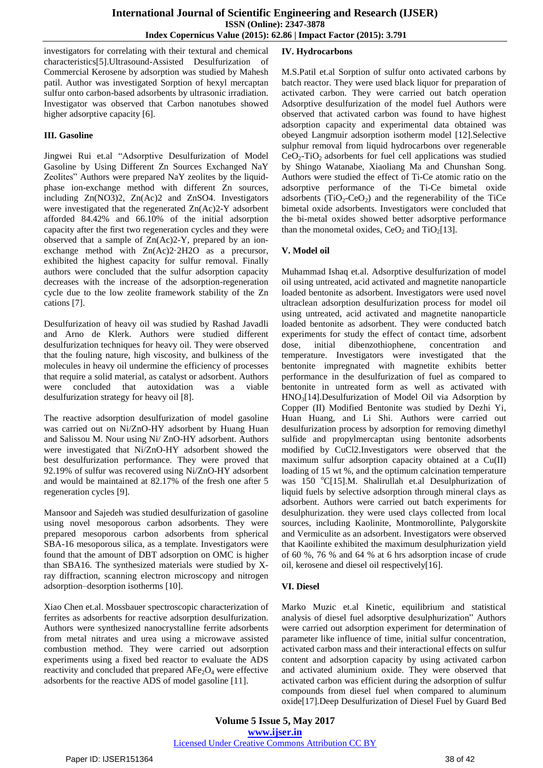investigators for correlating with their textural and chemical characteristics[5].Ultrasound-Assisted Desulfurization of Commercial Kerosene by adsorption was studied by Mahesh patil. Author was investigated Sorption of hexyl mercaptan sulfur onto carbon-based adsorbents by ultrasonic irradiation. Investigator was observed that Carbon nanotubes showed higher adsorptive capacity [6].

### III. Gasoline

Jingwei Rui et.al "Adsorptive Desulfurization of Model Gasoline by Using Different Zn Sources Exchanged NaY Zeolites" Authors were prepared NaY zeolites by the liquid-phase ion-exchange method with different Zn sources, including Zn(NO3)2, Zn(Ac)2 and ZnSO4. Investigators were investigated that the regenerated Zn(Ac)2-Y adsorbent afforded 84.42% and 66.10% of the initial adsorption capacity after the first two regeneration cycles and they were observed that a sample of Zn(Ac)2-Y, prepared by an ion-exchange method with Zn(Ac)2·2H2O as a precursor, exhibited the highest capacity for sulfur removal. Finally authors were concluded that the sulfur adsorption capacity decreases with the increase of the adsorption-regeneration cycle due to the low zeolite framework stability of the Zn cations [7].

Desulfurization of heavy oil was studied by Rashad Javadli and Arno de Klerk. Authors were studied different desulfurization techniques for heavy oil. They were observed that the fouling nature, high viscosity, and bulkiness of the molecules in heavy oil undermine the efficiency of processes that require a solid material, as catalyst or adsorbent. Authors were concluded that autoxidation was a viable desulfurization strategy for heavy oil [8].

The reactive adsorption desulfurization of model gasoline was carried out on Ni/ZnO-HY adsorbent by Huang Huan and Salissou M. Nour using Ni/ ZnO-HY adsorbent. Authors were investigated that Ni/ZnO-HY adsorbent showed the best desulfurization performance. They were proved that 92.19% of sulfur was recovered using Ni/ZnO-HY adsorbent and would be maintained at 82.17% of the fresh one after 5 regeneration cycles [9].

Mansoor and Sajedeh was studied desulfurization of gasoline using novel mesoporous carbon adsorbents. They were prepared mesoporous carbon adsorbents from spherical SBA-16 mesoporous silica, as a template. Investigators were found that the amount of DBT adsorption on OMC is higher than SBA16. The synthesized materials were studied by X-ray diffraction, scanning electron microscopy and nitrogen adsorption–desorption isotherms [10].

Xiao Chen et.al. Mossbauer spectroscopic characterization of ferrites as adsorbents for reactive adsorption desulfurization. Authors were synthesized nanocrystalline ferrite adsorbents from metal nitrates and urea using a microwave assisted combustion method. They were carried out adsorption experiments using a fixed bed reactor to evaluate the ADS reactivity and concluded that prepared $AFe_2O_4$ were effective adsorbents for the reactive ADS of model gasoline [11].

### IV. Hydrocarbons

M.S.Patil et.al Sorption of sulfur onto activated carbons by batch reactor. They were used black liquor for preparation of activated carbon. They were carried out batch operation Adsorptive desulfurization of the model fuel Authors were observed that activated carbon was found to have highest adsorption capacity and experimental data obtained was obeyed Langmuir adsorption isotherm model [12].Selective sulphur removal from liquid hydrocarbons over regenerable $CeO_2$-$TiO_2$ adsorbents for fuel cell applications was studied by Shingo Watanabe, Xiaoliang Ma and Chunshan Song. Authors were studied the effect of Ti-Ce atomic ratio on the adsorptive performance of the Ti-Ce bimetal oxide adsorbents ($TiO_2$-$CeO_2$) and the regenerability of the TiCe bimetal oxide adsorbents. Investigators were concluded that the bi-metal oxides showed better adsorptive performance than the monometal oxides, $CeO_2$ and $TiO_2$[13].

### V. Model oil

Muhammad Ishaq et.al. Adsorptive desulfurization of model oil using untreated, acid activated and magnetite nanoparticle loaded bentonite as adsorbent. Investigators were used novel ultraclean adsorption desulfurization process for model oil using untreated, acid activated and magnetite nanoparticle loaded bentonite as adsorbent. They were conducted batch experiments for study the effect of contact time, adsorbent dose, initial dibenzothiophene, concentration and temperature. Investigators were investigated that the bentonite impregnated with magnetite exhibits better performance in the desulfurization of fuel as compared to bentonite in untreated form as well as activated with $HNO_3$[14].Desulfurization of Model Oil via Adsorption by Copper (II) Modified Bentonite was studied by Dezhi Yi, Huan Huang, and Li Shi. Authors were carried out desulfurization process by adsorption for removing dimethyl sulfide and propylmercaptan using bentonite adsorbents modified by CuCl2.Investigators were observed that the maximum sulfur adsorption capacity obtained at a Cu(II) loading of 15 wt %, and the optimum calcination temperature was 150 $^{o}$C[15].M. Shalirullah et.al Desulphurization of liquid fuels by selective adsorption through mineral clays as adsorbent. Authors were carried out batch experiments for desulphurization. they were used clays collected from local sources, including Kaolinite, Montmorollinte, Palygorskite and Vermiculite as an adsorbent. Investigators were observed that Kaoilinte exhibited the maximum desulphurization yield of 60 %, 76 % and 64 % at 6 hrs adsorption incase of crude oil, kerosene and diesel oil respectively[16].

### VI. Diesel

Marko Muzic et.al Kinetic, equilibrium and statistical analysis of diesel fuel adsorptive desulphurization" Authors were carried out adsorption experiment for determination of parameter like influence of time, initial sulfur concentration, activated carbon mass and their interactional effects on sulfur content and adsorption capacity by using activated carbon and activated aluminium oxide. They were observed that activated carbon was efficient during the adsorption of sulfur compounds from diesel fuel when compared to aluminum oxide[17].Deep Desulfurization of Diesel Fuel by Guard Bed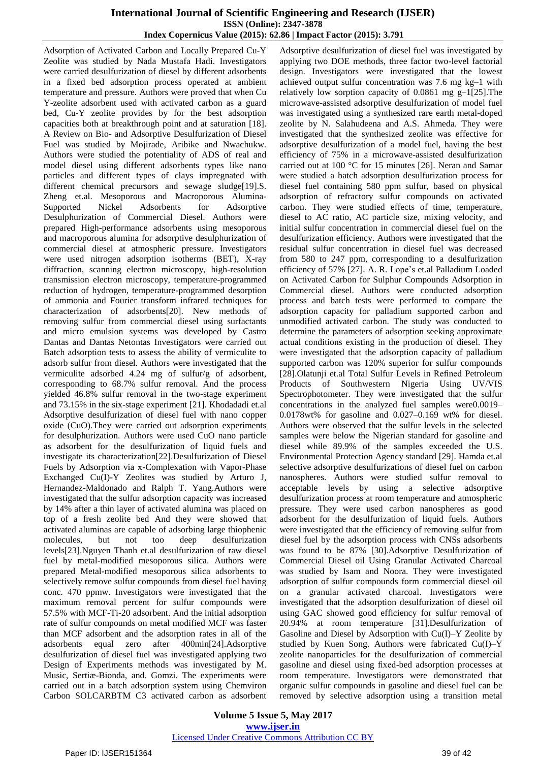Adsorption of Activated Carbon and Locally Prepared Cu-Y Zeolite was studied by Nada Mustafa Hadi. Investigators were carried desulfurization of diesel by different adsorbents in a fixed bed adsorption process operated at ambient temperature and pressure. Authors were proved that when Cu Y-zeolite adsorbent used with activated carbon as a guard bed, Cu-Y zeolite provides by for the best adsorption capacities both at breakthrough point and at saturation [18]. A Review on Bio- and Adsorptive Desulfurization of Diesel Fuel was studied by Mojirade, Aribike and Nwachukw. Authors were studied the potentiality of ADS of real and model diesel using different adsorbents types like nano particles and different types of clays impregnated with different chemical precursors and sewage sludge[19].S. Zheng et.al. Mesoporous and Macroporous Alumina-Supported Nickel Adsorbents for Adsorptive Desulphurization of Commercial Diesel. Authors were prepared High-performance adsorbents using mesoporous and macroporous alumina for adsorptive desulphurization of commercial diesel at atmospheric pressure. Investigators were used nitrogen adsorption isotherms (BET), X-ray diffraction, scanning electron microscopy, high-resolution transmission electron microscopy, temperature-programmed reduction of hydrogen, temperature-programmed desorption of ammonia and Fourier transform infrared techniques for characterization of adsorbents[20]. New methods of removing sulfur from commercial diesel using surfactants and micro emulsion systems was developed by Castro Dantas and Dantas Netontas Investigators were carried out Batch adsorption tests to assess the ability of vermiculite to adsorb sulfur from diesel. Authors were investigated that the vermiculite adsorbed 4.24 mg of sulfur/g of adsorbent, corresponding to 68.7% sulfur removal. And the process yielded 46.8% sulfur removal in the two-stage experiment and 73.15% in the six-stage experiment [21]. Khodadadi et.al Adsorptive desulfurization of diesel fuel with nano copper oxide (CuO).They were carried out adsorption experiments for desulphurization. Authors were used CuO nano particle as adsorbent for the desulfurization of liquid fuels and investigate its characterization[22].Desulfurization of Diesel Fuels by Adsorption via π-Complexation with Vapor-Phase Exchanged Cu(I)-Y Zeolites was studied by Arturo J, Hernandez-Maldonado and Ralph T. Yang.Authors were investigated that the sulfur adsorption capacity was increased by 14% after a thin layer of activated alumina was placed on top of a fresh zeolite bed And they were showed that activated aluminas are capable of adsorbing large thiophenic molecules, but not too deep desulfurization levels[23].Nguyen Thanh et.al desulfurization of raw diesel fuel by metal-modified mesoporous silica. Authors were prepared Metal-modified mesoporous silica adsorbents to selectively remove sulfur compounds from diesel fuel having conc. 470 ppmw. Investigators were investigated that the maximum removal percent for sulfur compounds were 57.5% with MCF-Ti-20 adsorbent. And the initial adsorption rate of sulfur compounds on metal modified MCF was faster than MCF adsorbent and the adsorption rates in all of the adsorbents equal zero after 400min[24].Adsorptive desulfurization of diesel fuel was investigated applying two Design of Experiments methods was investigated by M. Music, Sertiæ-Bionda, and. Gomzi. The experiments were carried out in a batch adsorption system using Chemviron Carbon SOLCARBTM C3 activated carbon as adsorbent

Adsorptive desulfurization of diesel fuel was investigated by applying two DOE methods, three factor two-level factorial design. Investigators were investigated that the lowest achieved output sulfur concentration was 7.6 mg $kg^{-1}$ with relatively low sorption capacity of 0.0861 mg $g^{-1}$[25].The microwave-assisted adsorptive desulfurization of model fuel was investigated using a synthesized rare earth metal-doped zeolite by N. Salahudeena and A.S. Ahmeda. They were investigated that the synthesized zeolite was effective for adsorptive desulfurization of a model fuel, having the best efficiency of 75% in a microwave-assisted desulfurization carried out at 100 °C for 15 minutes [26]. Neran and Samar were studied a batch adsorption desulfurization process for diesel fuel containing 580 ppm sulfur, based on physical adsorption of refractory sulfur compounds on activated carbon. They were studied effects of time, temperature, diesel to AC ratio, AC particle size, mixing velocity, and initial sulfur concentration in commercial diesel fuel on the desulfurization efficiency. Authors were investigated that the residual sulfur concentration in diesel fuel was decreased from 580 to 247 ppm, corresponding to a desulfurization efficiency of 57% [27]. A. R. Lope's et.al Palladium Loaded on Activated Carbon for Sulphur Compounds Adsorption in Commercial diesel. Authors were conducted adsorption process and batch tests were performed to compare the adsorption capacity for palladium supported carbon and unmodified activated carbon. The study was conducted to determine the parameters of adsorption seeking approximate actual conditions existing in the production of diesel. They were investigated that the adsorption capacity of palladium supported carbon was 120% superior for sulfur compounds [28].Olatunji et.al Total Sulfur Levels in Refined Petroleum Products of Southwestern Nigeria Using UV/VIS Spectrophotometer. They were investigated that the sulfur concentrations in the analyzed fuel samples were0.0019–0.0178wt% for gasoline and 0.027–0.169 wt% for diesel. Authors were observed that the sulfur levels in the selected samples were below the Nigerian standard for gasoline and diesel while 89.9% of the samples exceeded the U.S. Environmental Protection Agency standard [29]. Hamda et.al selective adsorptive desulfurizations of diesel fuel on carbon nanospheres. Authors were studied sulfur removal to acceptable levels by using a selective adsorptive desulfurization process at room temperature and atmospheric pressure. They were used carbon nanospheres as good adsorbent for the desulfurization of liquid fuels. Authors were investigated that the efficiency of removing sulfur from diesel fuel by the adsorption process with CNSs adsorbents was found to be 87% [30].Adsorptive Desulfurization of Commercial Diesel oil Using Granular Activated Charcoal was studied by Isam and Noora. They were investigated adsorption of sulfur compounds form commercial diesel oil on a granular activated charcoal. Investigators were investigated that the adsorption desulfurization of diesel oil using GAC showed good efficiency for sulfur removal of 20.94% at room temperature [31].Desulfurization of Gasoline and Diesel by Adsorption with Cu(I)–Y Zeolite by studied by Kuen Song. Authors were fabricated Cu(I)–Y zeolite nanoparticles for the desulfurization of commercial gasoline and diesel using fixed-bed adsorption processes at room temperature. Investigators were demonstrated that organic sulfur compounds in gasoline and diesel fuel can be removed by selective adsorption using a transition metal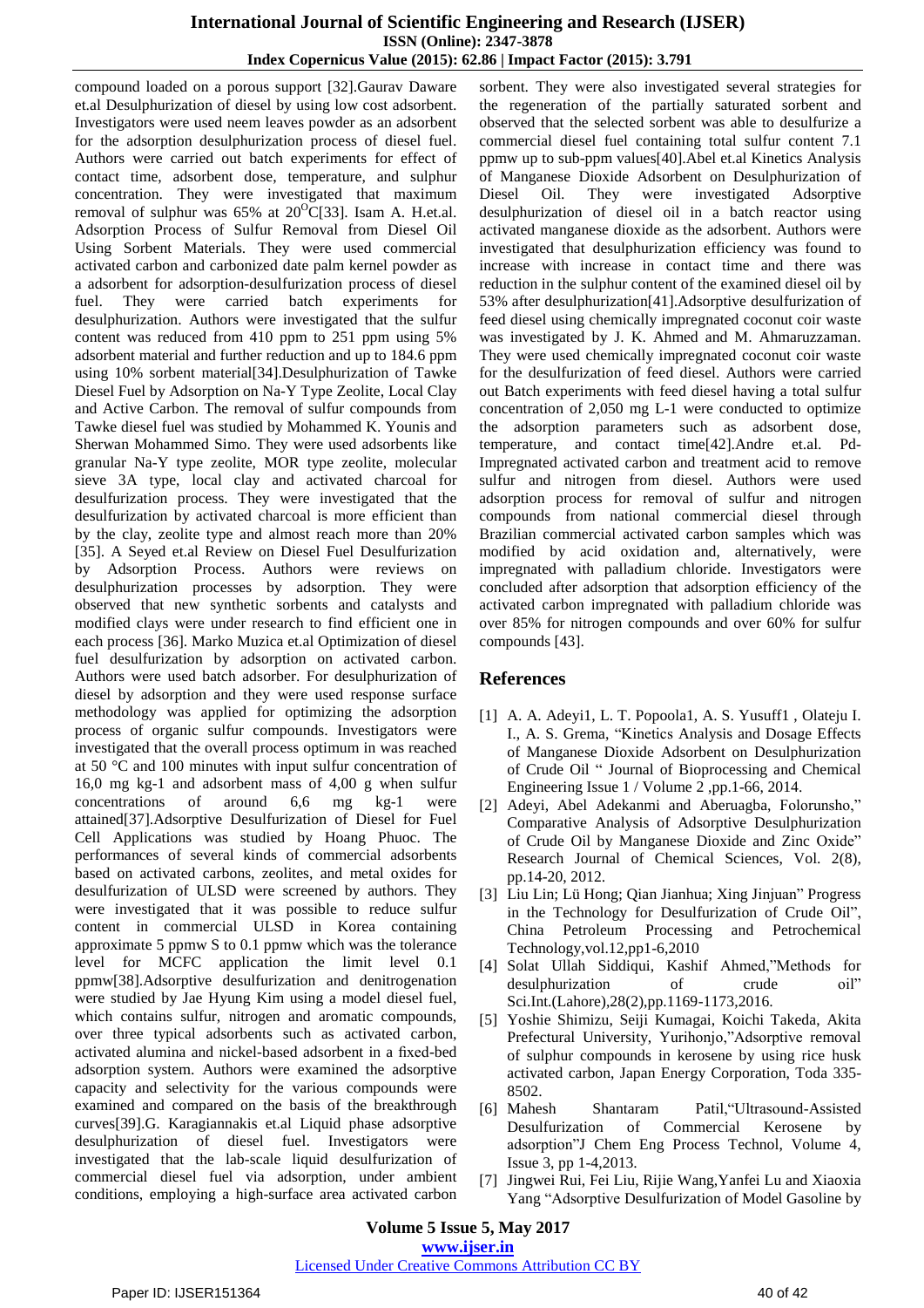compound loaded on a porous support [32].Gaurav Daware et.al Desulphurization of diesel by using low cost adsorbent. Investigators were used neem leaves powder as an adsorbent for the adsorption desulphurization process of diesel fuel. Authors were carried out batch experiments for effect of contact time, adsorbent dose, temperature, and sulphur concentration. They were investigated that maximum removal of sulphur was 65% at $20^{O}C$[33]. Isam A. H.et.al. Adsorption Process of Sulfur Removal from Diesel Oil Using Sorbent Materials. They were used commercial activated carbon and carbonized date palm kernel powder as a adsorbent for adsorption-desulfurization process of diesel fuel. They were carried batch experiments for desulphurization. Authors were investigated that the sulfur content was reduced from 410 ppm to 251 ppm using 5% adsorbent material and further reduction and up to 184.6 ppm using 10% sorbent material[34].Desulphurization of Tawke Diesel Fuel by Adsorption on Na-Y Type Zeolite, Local Clay and Active Carbon. The removal of sulfur compounds from Tawke diesel fuel was studied by Mohammed K. Younis and Sherwan Mohammed Simo. They were used adsorbents like granular Na-Y type zeolite, MOR type zeolite, molecular sieve 3A type, local clay and activated charcoal for desulfurization process. They were investigated that the desulfurization by activated charcoal is more efficient than by the clay, zeolite type and almost reach more than 20% [35]. A Seyed et.al Review on Diesel Fuel Desulfurization by Adsorption Process. Authors were reviews on desulphurization processes by adsorption. They were observed that new synthetic sorbents and catalysts and modified clays were under research to find efficient one in each process [36]. Marko Muzica et.al Optimization of diesel fuel desulfurization by adsorption on activated carbon. Authors were used batch adsorber. For desulphurization of diesel by adsorption and they were used response surface methodology was applied for optimizing the adsorption process of organic sulfur compounds. Investigators were investigated that the overall process optimum in was reached at 50 °C and 100 minutes with input sulfur concentration of 16,0 mg kg-1 and adsorbent mass of 4,00 g when sulfur concentrations of around 6,6 mg kg-1 were attained[37].Adsorptive Desulfurization of Diesel for Fuel Cell Applications was studied by Hoang Phuoc. The performances of several kinds of commercial adsorbents based on activated carbons, zeolites, and metal oxides for desulfurization of ULSD were screened by authors. They were investigated that it was possible to reduce sulfur content in commercial ULSD in Korea containing approximate 5 ppmw S to 0.1 ppmw which was the tolerance level for MCFC application the limit level 0.1 ppmw[38].Adsorptive desulfurization and denitrogenation were studied by Jae Hyung Kim using a model diesel fuel, which contains sulfur, nitrogen and aromatic compounds, over three typical adsorbents such as activated carbon, activated alumina and nickel-based adsorbent in a fixed-bed adsorption system. Authors were examined the adsorptive capacity and selectivity for the various compounds were examined and compared on the basis of the breakthrough curves[39].G. Karagiannakis et.al Liquid phase adsorptive desulphurization of diesel fuel. Investigators were investigated that the lab-scale liquid desulfurization of commercial diesel fuel via adsorption, under ambient conditions, employing a high-surface area activated carbon sorbent. They were also investigated several strategies for the regeneration of the partially saturated sorbent and observed that the selected sorbent was able to desulfurize a commercial diesel fuel containing total sulfur content 7.1 ppmw up to sub-ppm values[40].Abel et.al Kinetics Analysis of Manganese Dioxide Adsorbent on Desulphurization of Diesel Oil. They were investigated Adsorptive desulphurization of diesel oil in a batch reactor using activated manganese dioxide as the adsorbent. Authors were investigated that desulphurization efficiency was found to increase with increase in contact time and there was reduction in the sulphur content of the examined diesel oil by 53% after desulphurization[41].Adsorptive desulfurization of feed diesel using chemically impregnated coconut coir waste was investigated by J. K. Ahmed and M. Ahmaruzzaman. They were used chemically impregnated coconut coir waste for the desulfurization of feed diesel. Authors were carried out Batch experiments with feed diesel having a total sulfur concentration of 2,050 mg L-1 were conducted to optimize the adsorption parameters such as adsorbent dose, temperature, and contact time[42].Andre et.al. Pd-Impregnated activated carbon and treatment acid to remove sulfur and nitrogen from diesel. Authors were used adsorption process for removal of sulfur and nitrogen compounds from national commercial diesel through Brazilian commercial activated carbon samples which was modified by acid oxidation and, alternatively, were impregnated with palladium chloride. Investigators were concluded after adsorption that adsorption efficiency of the activated carbon impregnated with palladium chloride was over 85% for nitrogen compounds and over 60% for sulfur compounds [43].

## References

[1] A. A. Adeyi1, L. T. Popoola1, A. S. Yusuff1 , Olateju I. I., A. S. Grema, "Kinetics Analysis and Dosage Effects of Manganese Dioxide Adsorbent on Desulphurization of Crude Oil " Journal of Bioprocessing and Chemical Engineering Issue 1 / Volume 2 ,pp.1-66, 2014.

[2] Adeyi, Abel Adekanmi and Aberuagba, Folorunsho," Comparative Analysis of Adsorptive Desulphurization of Crude Oil by Manganese Dioxide and Zinc Oxide" Research Journal of Chemical Sciences, Vol. 2(8), pp.14-20, 2012.

[3] Liu Lin; Lü Hong; Qian Jianhua; Xing Jinjuan" Progress in the Technology for Desulfurization of Crude Oil", China Petroleum Processing and Petrochemical Technology,vol.12,pp1-6,2010

[4] Solat Ullah Siddiqui, Kashif Ahmed,"Methods for desulphurization of crude oil" Sci.Int.(Lahore),28(2),pp.1169-1173,2016.

[5] Yoshie Shimizu, Seiji Kumagai, Koichi Takeda, Akita Prefectural University, Yurihonjo,"Adsorptive removal of sulphur compounds in kerosene by using rice husk activated carbon, Japan Energy Corporation, Toda 335-8502.

[6] Mahesh Shantaram Patil,"Ultrasound-Assisted Desulfurization of Commercial Kerosene by adsorption"J Chem Eng Process Technol, Volume 4, Issue 3, pp 1-4,2013.

[7] Jingwei Rui, Fei Liu, Rijie Wang,Yanfei Lu and Xiaoxia Yang "Adsorptive Desulfurization of Model Gasoline by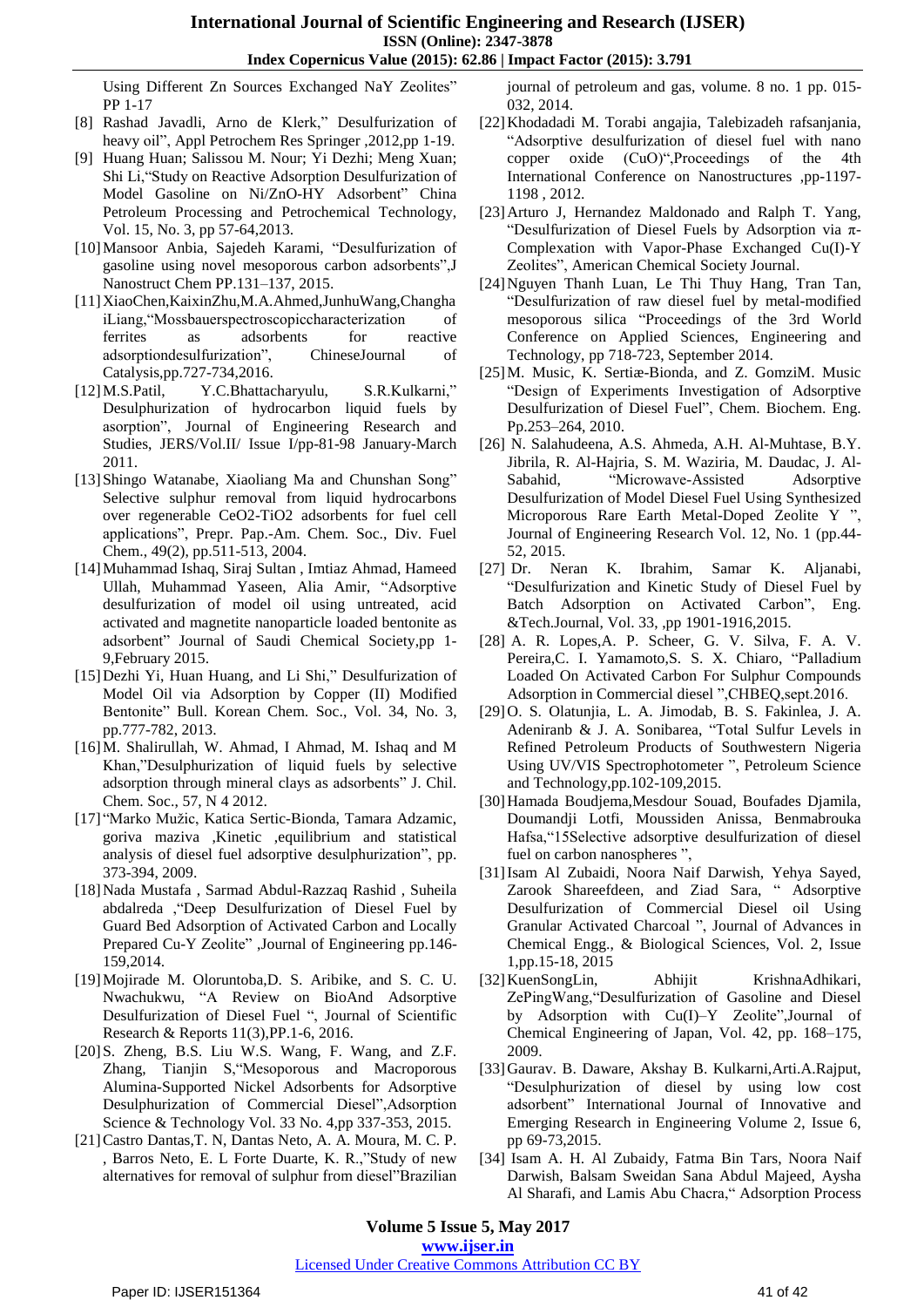Using Different Zn Sources Exchanged NaY Zeolites" PP 1-17

[8] Rashad Javadli, Arno de Klerk," Desulfurization of heavy oil", Appl Petrochem Res Springer ,2012,pp 1-19.

[9] Huang Huan; Salissou M. Nour; Yi Dezhi; Meng Xuan; Shi Li,"Study on Reactive Adsorption Desulfurization of Model Gasoline on Ni/ZnO-HY Adsorbent" China Petroleum Processing and Petrochemical Technology, Vol. 15, No. 3, pp 57-64,2013.

[10] Mansoor Anbia, Sajedeh Karami, "Desulfurization of gasoline using novel mesoporous carbon adsorbents",J Nanostruct Chem PP.131–137, 2015.

[11] XiaoChen,KaixinZhu,M.A.Ahmed,JunhuWang,ChanghaiLiang,"Mossbauerspectroscopiccharacterization of ferrites as adsorbents for reactive adsorptiondesulfurization", ChineseJournal of Catalysis,pp.727-734,2016.

[12] M.S.Patil, Y.C.Bhattacharyulu, S.R.Kulkarni," Desulphurization of hydrocarbon liquid fuels by asorption", Journal of Engineering Research and Studies, JERS/Vol.II/ Issue I/pp-81-98 January-March 2011.

[13] Shingo Watanabe, Xiaoliang Ma and Chunshan Song" Selective sulphur removal from liquid hydrocarbons over regenerable CeO2-TiO2 adsorbents for fuel cell applications", Prepr. Pap.-Am. Chem. Soc., Div. Fuel Chem., 49(2), pp.511-513, 2004.

[14] Muhammad Ishaq, Siraj Sultan , Imtiaz Ahmad, Hameed Ullah, Muhammad Yaseen, Alia Amir, "Adsorptive desulfurization of model oil using untreated, acid activated and magnetite nanoparticle loaded bentonite as adsorbent" Journal of Saudi Chemical Society,pp 1-9,February 2015.

[15] Dezhi Yi, Huan Huang, and Li Shi," Desulfurization of Model Oil via Adsorption by Copper (II) Modified Bentonite" Bull. Korean Chem. Soc., Vol. 34, No. 3, pp.777-782, 2013.

[16] M. Shalirullah, W. Ahmad, I Ahmad, M. Ishaq and M Khan,"Desulphurization of liquid fuels by selective adsorption through mineral clays as adsorbents" J. Chil. Chem. Soc., 57, N 4 2012.

[17] "Marko Mužic, Katica Sertic-Bionda, Tamara Adzamic, goriva maziva ,Kinetic ,equilibrium and statistical analysis of diesel fuel adsorptive desulphurization", pp. 373-394, 2009.

[18] Nada Mustafa , Sarmad Abdul-Razzaq Rashid , Suheila abdalreda ,"Deep Desulfurization of Diesel Fuel by Guard Bed Adsorption of Activated Carbon and Locally Prepared Cu-Y Zeolite" ,Journal of Engineering pp.146-159,2014.

[19] Mojirade M. Oloruntoba,D. S. Aribike, and S. C. U. Nwachukwu, "A Review on BioAnd Adsorptive Desulfurization of Diesel Fuel ", Journal of Scientific Research & Reports 11(3),PP.1-6, 2016.

[20] S. Zheng, B.S. Liu W.S. Wang, F. Wang, and Z.F. Zhang, Tianjin S,"Mesoporous and Macroporous Alumina-Supported Nickel Adsorbents for Adsorptive Desulphurization of Commercial Diesel",Adsorption Science & Technology Vol. 33 No. 4,pp 337-353, 2015.

[21] Castro Dantas,T. N, Dantas Neto, A. A. Moura, M. C. P. , Barros Neto, E. L Forte Duarte, K. R.,"Study of new alternatives for removal of sulphur from diesel"Brazilian journal of petroleum and gas, volume. 8 no. 1 pp. 015-032, 2014.

[22] Khodadadi M. Torabi angajia, Talebizadeh rafsanjania, "Adsorptive desulfurization of diesel fuel with nano copper oxide (CuO)",Proceedings of the 4th International Conference on Nanostructures ,pp-1197-1198 , 2012.

[23] Arturo J, Hernandez Maldonado and Ralph T. Yang, "Desulfurization of Diesel Fuels by Adsorption via π-Complexation with Vapor-Phase Exchanged Cu(I)-Y Zeolites", American Chemical Society Journal.

[24] Nguyen Thanh Luan, Le Thi Thuy Hang, Tran Tan, "Desulfurization of raw diesel fuel by metal-modified mesoporous silica "Proceedings of the 3rd World Conference on Applied Sciences, Engineering and Technology, pp 718-723, September 2014.

[25] M. Music, K. Sertiæ-Bionda, and Z. GomziM. Music "Design of Experiments Investigation of Adsorptive Desulfurization of Diesel Fuel", Chem. Biochem. Eng. Pp.253–264, 2010.

[26] N. Salahudeena, A.S. Ahmeda, A.H. Al-Muhtase, B.Y. Jibrila, R. Al-Hajria, S. M. Waziria, M. Daudac, J. Al-Sabahid, "Microwave-Assisted Adsorptive Desulfurization of Model Diesel Fuel Using Synthesized Microporous Rare Earth Metal-Doped Zeolite Y ", Journal of Engineering Research Vol. 12, No. 1 (pp.44-52, 2015.

[27] Dr. Neran K. Ibrahim, Samar K. Aljanabi, "Desulfurization and Kinetic Study of Diesel Fuel by Batch Adsorption on Activated Carbon", Eng. &Tech.Journal, Vol. 33, ,pp 1901-1916,2015.

[28] A. R. Lopes,A. P. Scheer, G. V. Silva, F. A. V. Pereira,C. I. Yamamoto,S. X. Chiaro, "Palladium Loaded On Activated Carbon For Sulphur Compounds Adsorption in Commercial diesel ",CHBEQ,sept.2016.

[29] O. S. Olatunjia, L. A. Jimodab, B. S. Fakinlea, J. A. Adeniranb & J. A. Sonibarea, "Total Sulfur Levels in Refined Petroleum Products of Southwestern Nigeria Using UV/VIS Spectrophotometer ", Petroleum Science and Technology,pp.102-109,2015.

[30] Hamada Boudjema,Mesdour Souad, Boufades Djamila, Doumandji Lotfi, Moussiden Anissa, Benmabrouka Hafsa,"15Selective adsorptive desulfurization of diesel fuel on carbon nanospheres ",

[31] Isam Al Zubaidi, Noora Naif Darwish, Yehya Sayed, Zarook Shareefdeen, and Ziad Sara, " Adsorptive Desulfurization of Commercial Diesel oil Using Granular Activated Charcoal ", Journal of Advances in Chemical Engg., & Biological Sciences, Vol. 2, Issue 1,pp.15-18, 2015

[32] KuenSongLin, Abhijit KrishnaAdhikari, ZePingWang,"Desulfurization of Gasoline and Diesel by Adsorption with Cu(I)–Y Zeolite",Journal of Chemical Engineering of Japan, Vol. 42, pp. 168–175, 2009.

[33] Gaurav. B. Daware, Akshay B. Kulkarni,Arti.A.Rajput, "Desulphurization of diesel by using low cost adsorbent" International Journal of Innovative and Emerging Research in Engineering Volume 2, Issue 6, pp 69-73,2015.

[34] Isam A. H. Al Zubaidy, Fatma Bin Tars, Noora Naif Darwish, Balsam Sweidan Sana Abdul Majeed, Aysha Al Sharafi, and Lamis Abu Chacra," Adsorption Process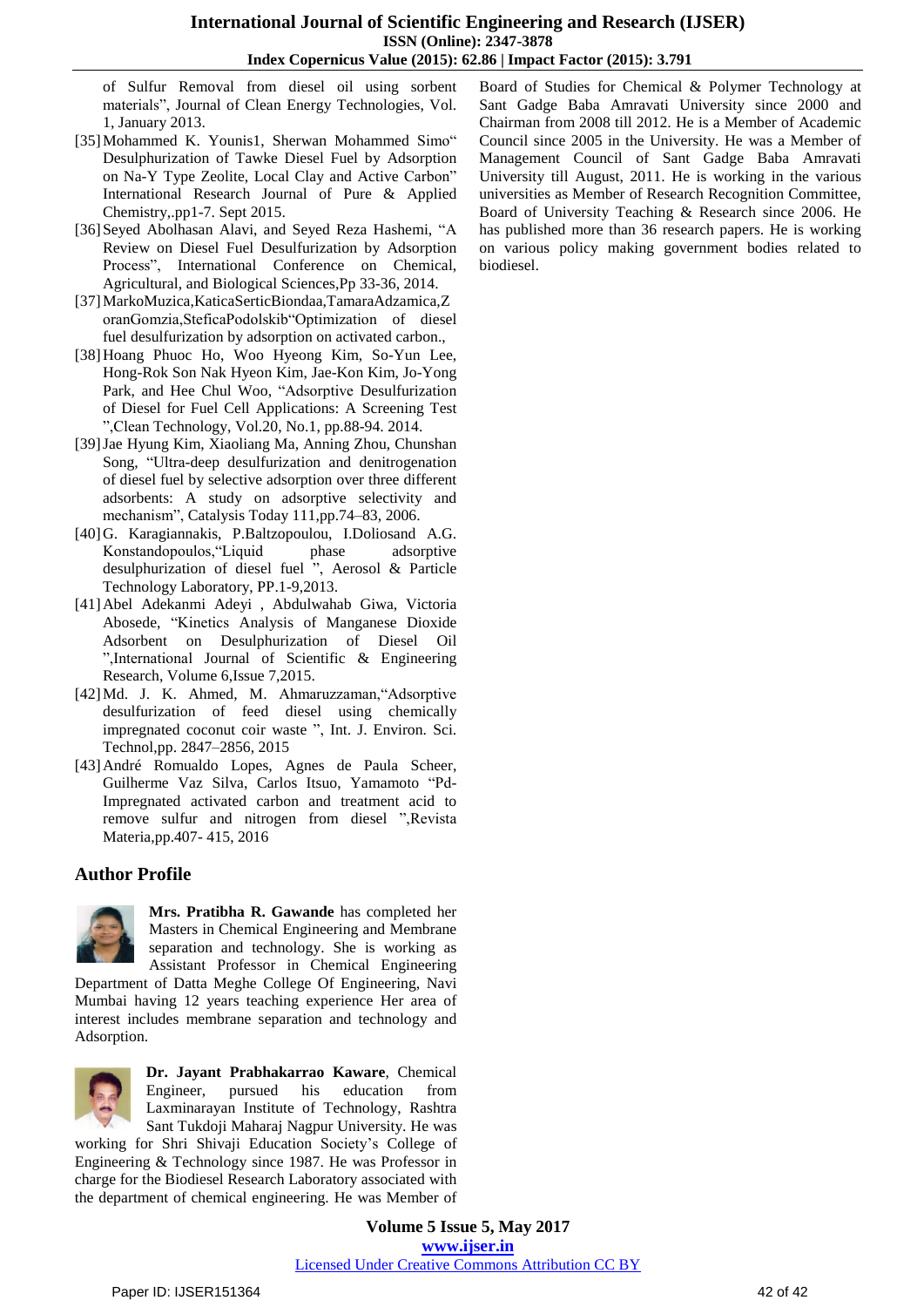of Sulfur Removal from diesel oil using sorbent materials", Journal of Clean Energy Technologies, Vol. 1, January 2013.

[35] Mohammed K. Younis1, Sherwan Mohammed Simo" Desulphurization of Tawke Diesel Fuel by Adsorption on Na-Y Type Zeolite, Local Clay and Active Carbon" International Research Journal of Pure & Applied Chemistry,.pp1-7. Sept 2015.

[36] Seyed Abolhasan Alavi, and Seyed Reza Hashemi, "A Review on Diesel Fuel Desulfurization by Adsorption Process", International Conference on Chemical, Agricultural, and Biological Sciences,Pp 33-36, 2014.

[37] MarkoMuzica,KaticaSerticBiondaa,TamaraAdzamica,ZoranGomzia,SteficaPodolskib"Optimization of diesel fuel desulfurization by adsorption on activated carbon.,

[38] Hoang Phuoc Ho, Woo Hyeong Kim, So-Yun Lee, Hong-Rok Son Nak Hyeon Kim, Jae-Kon Kim, Jo-Yong Park, and Hee Chul Woo, "Adsorptive Desulfurization of Diesel for Fuel Cell Applications: A Screening Test ",Clean Technology, Vol.20, No.1, pp.88-94. 2014.

[39] Jae Hyung Kim, Xiaoliang Ma, Anning Zhou, Chunshan Song, "Ultra-deep desulfurization and denitrogenation of diesel fuel by selective adsorption over three different adsorbents: A study on adsorptive selectivity and mechanism", Catalysis Today 111,pp.74–83, 2006.

[40] G. Karagiannakis, P.Baltzopoulou, I.Doliosand A.G. Konstandopoulos,"Liquid phase adsorptive desulphurization of diesel fuel ", Aerosol & Particle Technology Laboratory, PP.1-9,2013.

[41] Abel Adekanmi Adeyi , Abdulwahab Giwa, Victoria Abosede, "Kinetics Analysis of Manganese Dioxide Adsorbent on Desulphurization of Diesel Oil ",International Journal of Scientific & Engineering Research, Volume 6,Issue 7,2015.

[42] Md. J. K. Ahmed, M. Ahmaruzzaman,"Adsorptive desulfurization of feed diesel using chemically impregnated coconut coir waste ", Int. J. Environ. Sci. Technol,pp. 2847–2856, 2015

[43] André Romualdo Lopes, Agnes de Paula Scheer, Guilherme Vaz Silva, Carlos Itsuo, Yamamoto "Pd-Impregnated activated carbon and treatment acid to remove sulfur and nitrogen from diesel ",Revista Materia,pp.407- 415, 2016

## Author Profile

**Mrs. Pratibha R. Gawande** has completed her Masters in Chemical Engineering and Membrane separation and technology. She is working as Assistant Professor in Chemical Engineering Department of Datta Meghe College Of Engineering, Navi Mumbai having 12 years teaching experience Her area of interest includes membrane separation and technology and Adsorption.

**Dr. Jayant Prabhakarrao Kaware**, Chemical Engineer, pursued his education from Laxminarayan Institute of Technology, Rashtra Sant Tukdoji Maharaj Nagpur University. He was working for Shri Shivaji Education Society's College of Engineering & Technology since 1987. He was Professor in charge for the Biodiesel Research Laboratory associated with the department of chemical engineering. He was Member of Board of Studies for Chemical & Polymer Technology at Sant Gadge Baba Amravati University since 2000 and Chairman from 2008 till 2012. He is a Member of Academic Council since 2005 in the University. He was a Member of Management Council of Sant Gadge Baba Amravati University till August, 2011. He is working in the various universities as Member of Research Recognition Committee, Board of University Teaching & Research since 2006. He has published more than 36 research papers. He is working on various policy making government bodies related to biodiesel.